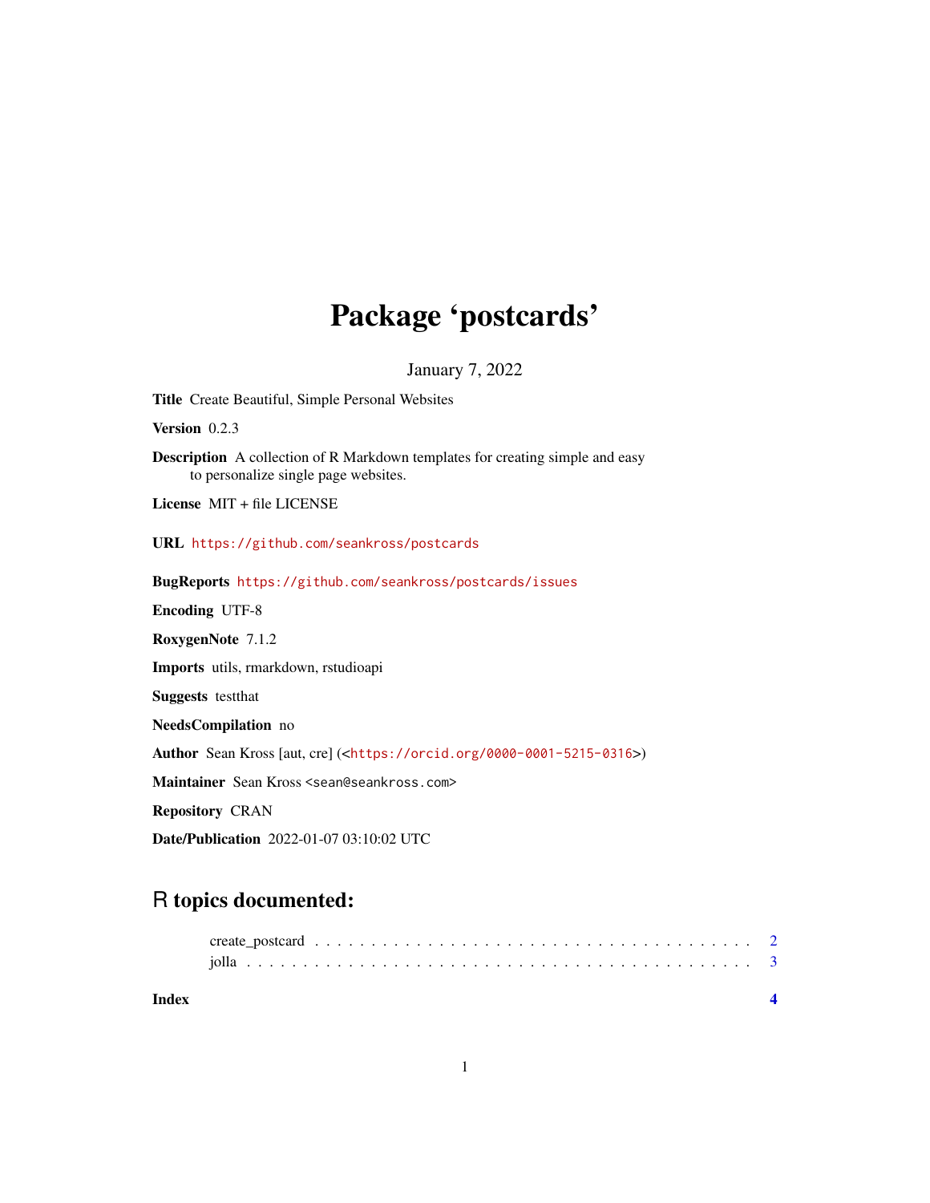# Package 'postcards'

January 7, 2022

**Title** Create Beautiful, Simple Personal Websites

**Version** 0.2.3

**Description** A collection of R Markdown templates for creating simple and easy to personalize single page websites.

**License** MIT + file LICENSE

**URL** https://github.com/seankross/postcards

**BugReports** https://github.com/seankross/postcards/issues

**Encoding** UTF-8

**RoxygenNote** 7.1.2

**Imports** utils, rmarkdown, rstudioapi

**Suggests** testthat

**NeedsCompilation** no

**Author** Sean Kross [aut, cre] (<https://orcid.org/0000-0001-5215-0316>)

**Maintainer** Sean Kross <sean@seankross.com>

**Repository** CRAN

**Date/Publication** 2022-01-07 03:10:02 UTC

## R topics documented:

create_postcard . . . . . . . . . . . . . . . . . . . . . . . . . . . . . . . . . . . . . . 2
jolla . . . . . . . . . . . . . . . . . . . . . . . . . . . . . . . . . . . . . . . . . . . . 3

**Index** **4**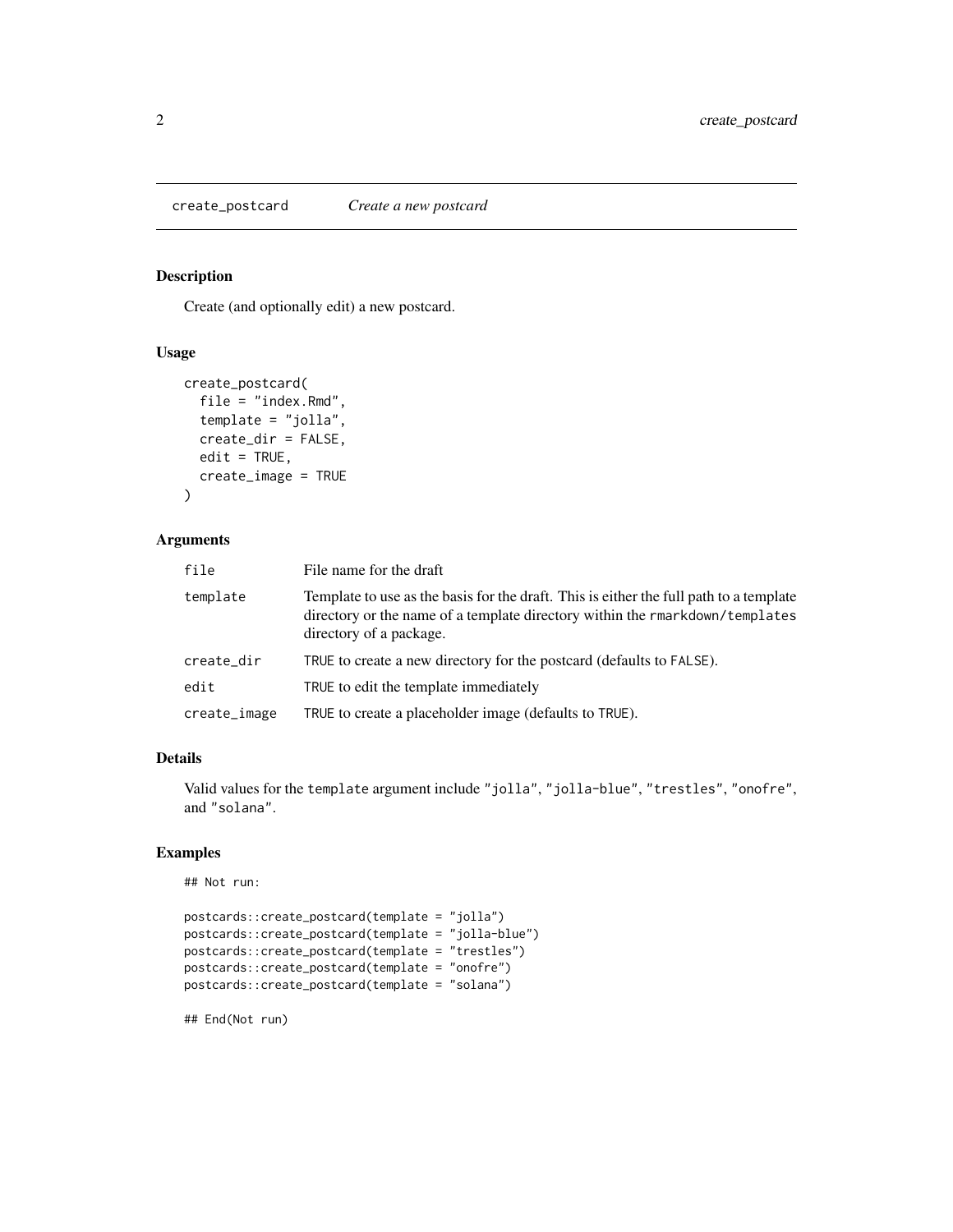## create_postcard    *Create a new postcard*

### Description

Create (and optionally edit) a new postcard.

### Usage

```
create_postcard(
  file = "index.Rmd",
  template = "jolla",
  create_dir = FALSE,
  edit = TRUE,
  create_image = TRUE
)
```

### Arguments

| | |
|---|---|
| `file` | File name for the draft |
| `template` | Template to use as the basis for the draft. This is either the full path to a template directory or the name of a template directory within the `rmarkdown/templates` directory of a package. |
| `create_dir` | `TRUE` to create a new directory for the postcard (defaults to `FALSE`). |
| `edit` | `TRUE` to edit the template immediately |
| `create_image` | `TRUE` to create a placeholder image (defaults to `TRUE`). |

### Details

Valid values for the `template` argument include `"jolla"`, `"jolla-blue"`, `"trestles"`, `"onofre"`, and `"solana"`.

### Examples

```
## Not run:

postcards::create_postcard(template = "jolla")
postcards::create_postcard(template = "jolla-blue")
postcards::create_postcard(template = "trestles")
postcards::create_postcard(template = "onofre")
postcards::create_postcard(template = "solana")

## End(Not run)
```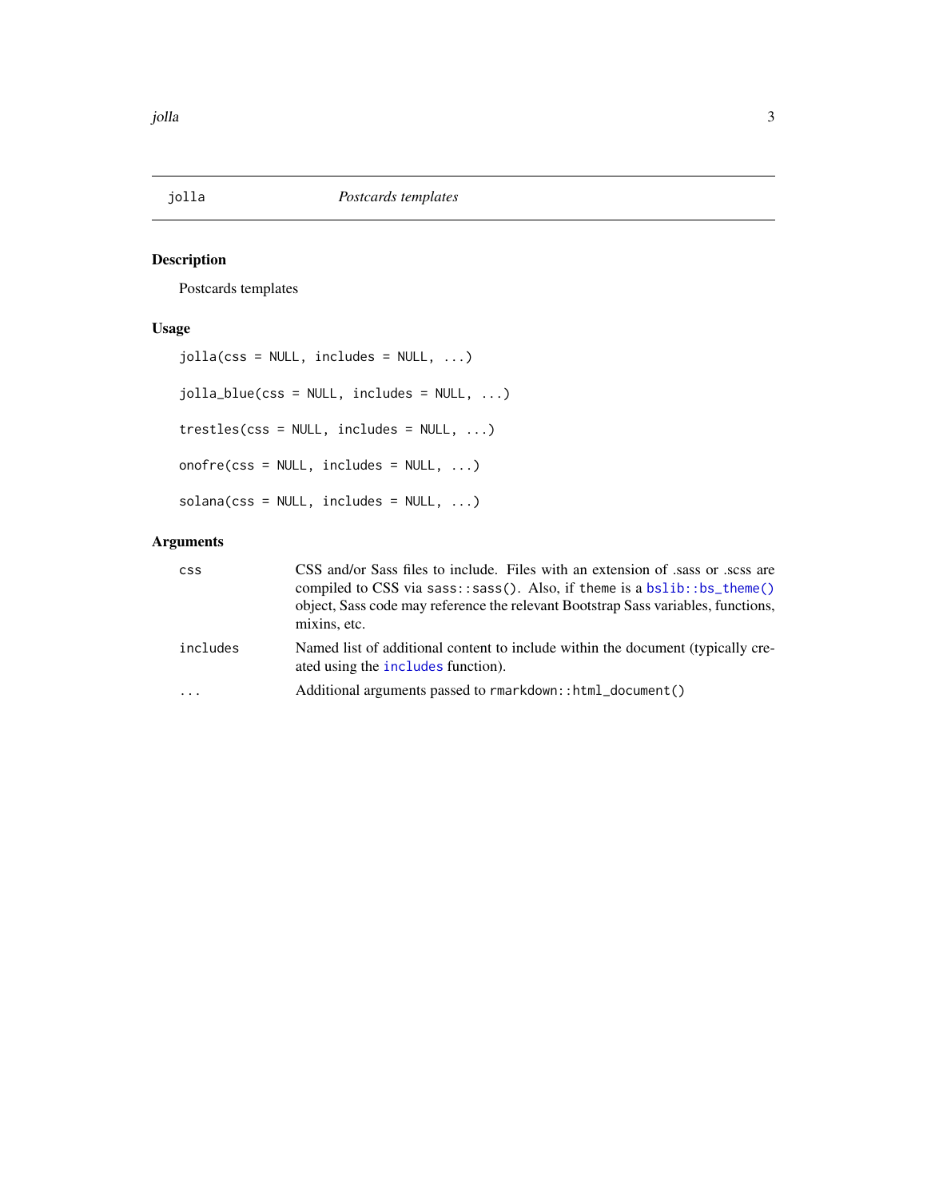# jolla — *Postcards templates*

## Description

Postcards templates

## Usage

```
jolla(css = NULL, includes = NULL, ...)

jolla_blue(css = NULL, includes = NULL, ...)

trestles(css = NULL, includes = NULL, ...)

onofre(css = NULL, includes = NULL, ...)

solana(css = NULL, includes = NULL, ...)
```

## Arguments

| | |
|---|---|
| `css` | CSS and/or Sass files to include. Files with an extension of .sass or .scss are compiled to CSS via `sass::sass()`. Also, if `theme` is a `bslib::bs_theme()` object, Sass code may reference the relevant Bootstrap Sass variables, functions, mixins, etc. |
| `includes` | Named list of additional content to include within the document (typically created using the `includes` function). |
| `...` | Additional arguments passed to `rmarkdown::html_document()` |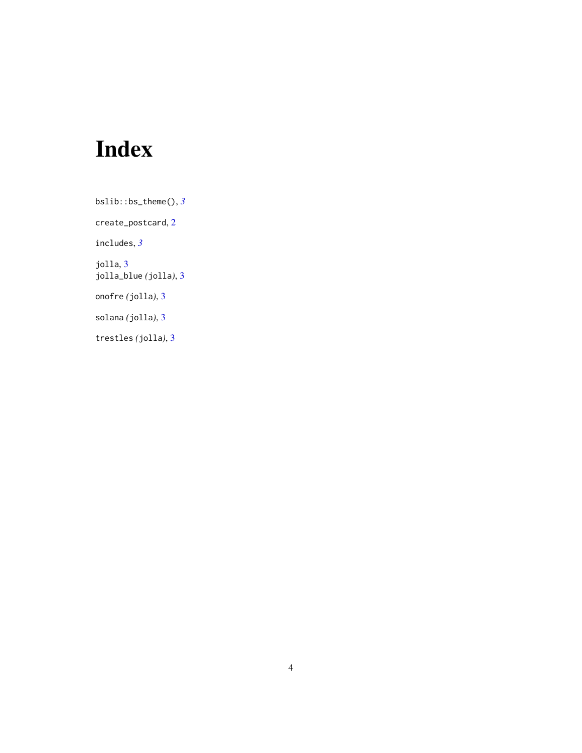# Index

bslib::bs_theme(), *3*

create_postcard, 2

includes, *3*

jolla, 3
jolla_blue *(*jolla*)*, 3

onofre *(*jolla*)*, 3

solana *(*jolla*)*, 3

trestles *(*jolla*)*, 3